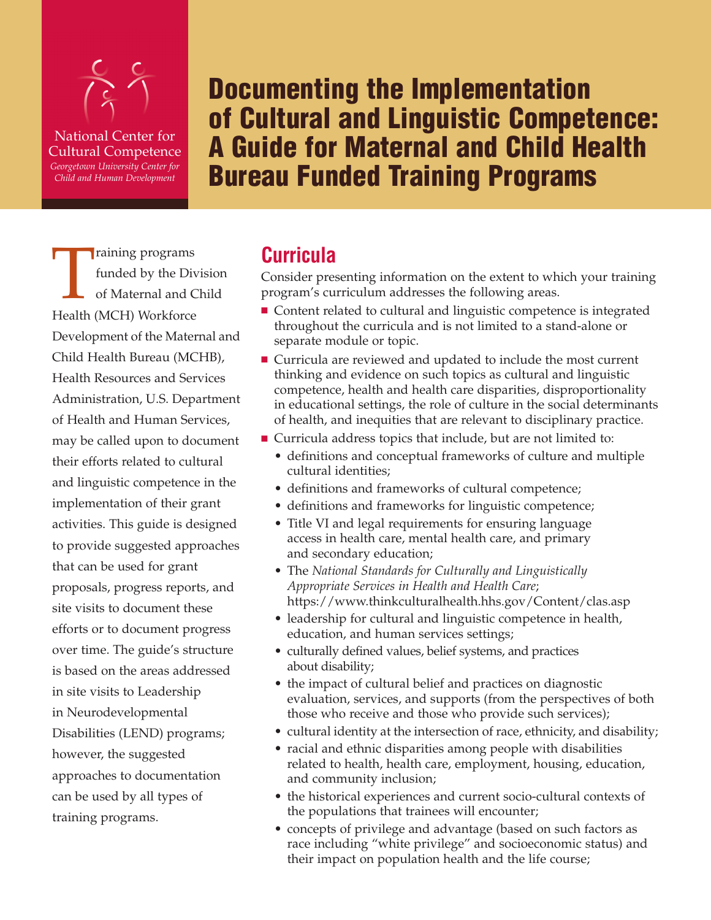National Center for Cultural Competence
*Georgetown University Center for Child and Human Development*

# Documenting the Implementation of Cultural and Linguistic Competence: A Guide for Maternal and Child Health Bureau Funded Training Programs

Training programs funded by the Division of Maternal and Child Health (MCH) Workforce Development of the Maternal and Child Health Bureau (MCHB), Health Resources and Services Administration, U.S. Department of Health and Human Services, may be called upon to document their efforts related to cultural and linguistic competence in the implementation of their grant activities. This guide is designed to provide suggested approaches that can be used for grant proposals, progress reports, and site visits to document these efforts or to document progress over time. The guide's structure is based on the areas addressed in site visits to Leadership in Neurodevelopmental Disabilities (LEND) programs; however, the suggested approaches to documentation can be used by all types of training programs.

## Curricula

Consider presenting information on the extent to which your training program's curriculum addresses the following areas.

- Content related to cultural and linguistic competence is integrated throughout the curricula and is not limited to a stand-alone or separate module or topic.
- Curricula are reviewed and updated to include the most current thinking and evidence on such topics as cultural and linguistic competence, health and health care disparities, disproportionality in educational settings, the role of culture in the social determinants of health, and inequities that are relevant to disciplinary practice.
- Curricula address topics that include, but are not limited to:
  - definitions and conceptual frameworks of culture and multiple cultural identities;
  - definitions and frameworks of cultural competence;
  - definitions and frameworks for linguistic competence;
  - Title VI and legal requirements for ensuring language access in health care, mental health care, and primary and secondary education;
  - The *National Standards for Culturally and Linguistically Appropriate Services in Health and Health Care*; https://www.thinkculturalhealth.hhs.gov/Content/clas.asp
  - leadership for cultural and linguistic competence in health, education, and human services settings;
  - culturally defined values, belief systems, and practices about disability;
  - the impact of cultural belief and practices on diagnostic evaluation, services, and supports (from the perspectives of both those who receive and those who provide such services);
  - cultural identity at the intersection of race, ethnicity, and disability;
  - racial and ethnic disparities among people with disabilities related to health, health care, employment, housing, education, and community inclusion;
  - the historical experiences and current socio-cultural contexts of the populations that trainees will encounter;
  - concepts of privilege and advantage (based on such factors as race including "white privilege" and socioeconomic status) and their impact on population health and the life course;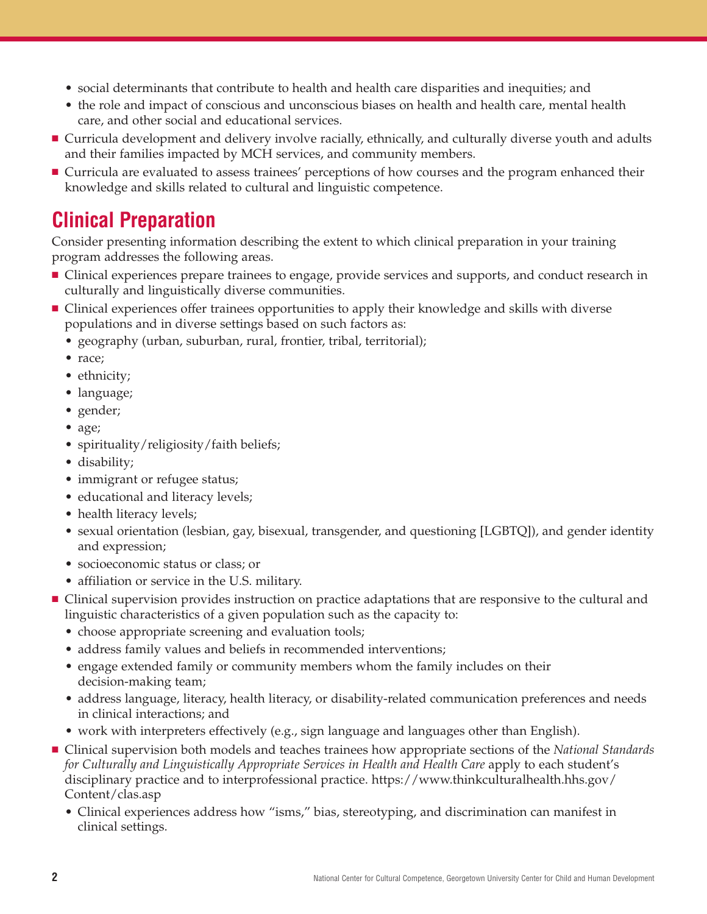- social determinants that contribute to health and health care disparities and inequities; and
  - the role and impact of conscious and unconscious biases on health and health care, mental health care, and other social and educational services.
- Curricula development and delivery involve racially, ethnically, and culturally diverse youth and adults and their families impacted by MCH services, and community members.
- Curricula are evaluated to assess trainees' perceptions of how courses and the program enhanced their knowledge and skills related to cultural and linguistic competence.

## Clinical Preparation

Consider presenting information describing the extent to which clinical preparation in your training program addresses the following areas.

- Clinical experiences prepare trainees to engage, provide services and supports, and conduct research in culturally and linguistically diverse communities.
- Clinical experiences offer trainees opportunities to apply their knowledge and skills with diverse populations and in diverse settings based on such factors as:
  - geography (urban, suburban, rural, frontier, tribal, territorial);
  - race;
  - ethnicity;
  - language;
  - gender;
  - age;
  - spirituality/religiosity/faith beliefs;
  - disability;
  - immigrant or refugee status;
  - educational and literacy levels;
  - health literacy levels;
  - sexual orientation (lesbian, gay, bisexual, transgender, and questioning [LGBTQ]), and gender identity and expression;
  - socioeconomic status or class; or
  - affiliation or service in the U.S. military.
- Clinical supervision provides instruction on practice adaptations that are responsive to the cultural and linguistic characteristics of a given population such as the capacity to:
  - choose appropriate screening and evaluation tools;
  - address family values and beliefs in recommended interventions;
  - engage extended family or community members whom the family includes on their decision-making team;
  - address language, literacy, health literacy, or disability-related communication preferences and needs in clinical interactions; and
  - work with interpreters effectively (e.g., sign language and languages other than English).
- Clinical supervision both models and teaches trainees how appropriate sections of the *National Standards for Culturally and Linguistically Appropriate Services in Health and Health Care* apply to each student's disciplinary practice and to interprofessional practice. https://www.thinkculturalhealth.hhs.gov/Content/clas.asp
  - Clinical experiences address how "isms," bias, stereotyping, and discrimination can manifest in clinical settings.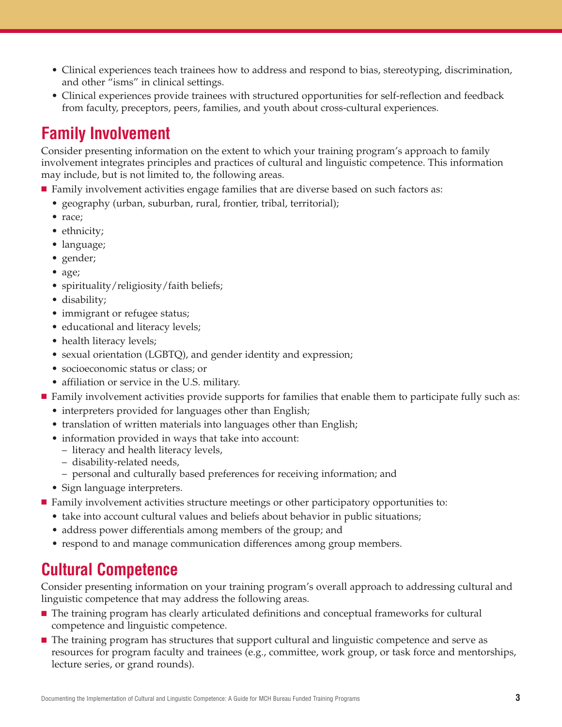- Clinical experiences teach trainees how to address and respond to bias, stereotyping, discrimination, and other "isms" in clinical settings.
- Clinical experiences provide trainees with structured opportunities for self-reflection and feedback from faculty, preceptors, peers, families, and youth about cross-cultural experiences.

## Family Involvement

Consider presenting information on the extent to which your training program's approach to family involvement integrates principles and practices of cultural and linguistic competence. This information may include, but is not limited to, the following areas.

- Family involvement activities engage families that are diverse based on such factors as:
  - geography (urban, suburban, rural, frontier, tribal, territorial);
  - race;
  - ethnicity;
  - language;
  - gender;
  - age;
  - spirituality/religiosity/faith beliefs;
  - disability;
  - immigrant or refugee status;
  - educational and literacy levels;
  - health literacy levels;
  - sexual orientation (LGBTQ), and gender identity and expression;
  - socioeconomic status or class; or
  - affiliation or service in the U.S. military.
- Family involvement activities provide supports for families that enable them to participate fully such as:
  - interpreters provided for languages other than English;
  - translation of written materials into languages other than English;
  - information provided in ways that take into account:
    - literacy and health literacy levels,
    - disability-related needs,
    - personal and culturally based preferences for receiving information; and
  - Sign language interpreters.
- Family involvement activities structure meetings or other participatory opportunities to:
  - take into account cultural values and beliefs about behavior in public situations;
  - address power differentials among members of the group; and
  - respond to and manage communication differences among group members.

## Cultural Competence

Consider presenting information on your training program's overall approach to addressing cultural and linguistic competence that may address the following areas.

- The training program has clearly articulated definitions and conceptual frameworks for cultural competence and linguistic competence.
- The training program has structures that support cultural and linguistic competence and serve as resources for program faculty and trainees (e.g., committee, work group, or task force and mentorships, lecture series, or grand rounds).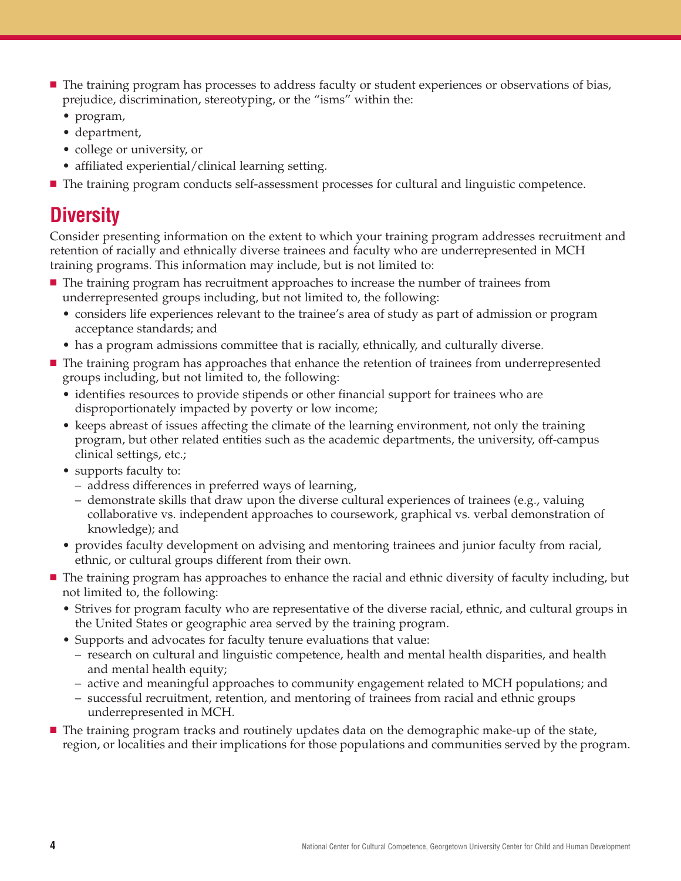- The training program has processes to address faculty or student experiences or observations of bias, prejudice, discrimination, stereotyping, or the "isms" within the:
  - program,
  - department,
  - college or university, or
  - affiliated experiential/clinical learning setting.
- The training program conducts self-assessment processes for cultural and linguistic competence.

## Diversity

Consider presenting information on the extent to which your training program addresses recruitment and retention of racially and ethnically diverse trainees and faculty who are underrepresented in MCH training programs. This information may include, but is not limited to:

- The training program has recruitment approaches to increase the number of trainees from underrepresented groups including, but not limited to, the following:
  - considers life experiences relevant to the trainee's area of study as part of admission or program acceptance standards; and
  - has a program admissions committee that is racially, ethnically, and culturally diverse.
- The training program has approaches that enhance the retention of trainees from underrepresented groups including, but not limited to, the following:
  - identifies resources to provide stipends or other financial support for trainees who are disproportionately impacted by poverty or low income;
  - keeps abreast of issues affecting the climate of the learning environment, not only the training program, but other related entities such as the academic departments, the university, off-campus clinical settings, etc.;
  - supports faculty to:
    - address differences in preferred ways of learning,
    - demonstrate skills that draw upon the diverse cultural experiences of trainees (e.g., valuing collaborative vs. independent approaches to coursework, graphical vs. verbal demonstration of knowledge); and
  - provides faculty development on advising and mentoring trainees and junior faculty from racial, ethnic, or cultural groups different from their own.
- The training program has approaches to enhance the racial and ethnic diversity of faculty including, but not limited to, the following:
  - Strives for program faculty who are representative of the diverse racial, ethnic, and cultural groups in the United States or geographic area served by the training program.
  - Supports and advocates for faculty tenure evaluations that value:
    - research on cultural and linguistic competence, health and mental health disparities, and health and mental health equity;
    - active and meaningful approaches to community engagement related to MCH populations; and
    - successful recruitment, retention, and mentoring of trainees from racial and ethnic groups underrepresented in MCH.
- The training program tracks and routinely updates data on the demographic make-up of the state, region, or localities and their implications for those populations and communities served by the program.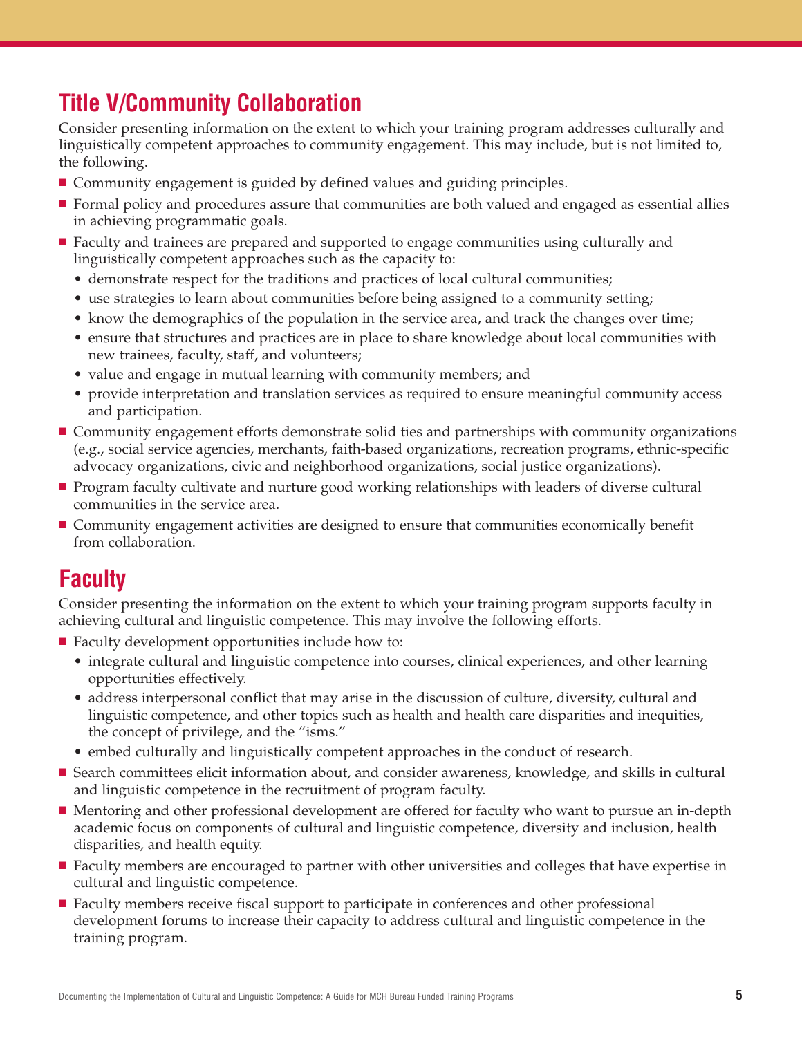## Title V/Community Collaboration

Consider presenting information on the extent to which your training program addresses culturally and linguistically competent approaches to community engagement. This may include, but is not limited to, the following.

- Community engagement is guided by defined values and guiding principles.
- Formal policy and procedures assure that communities are both valued and engaged as essential allies in achieving programmatic goals.
- Faculty and trainees are prepared and supported to engage communities using culturally and linguistically competent approaches such as the capacity to:
  - demonstrate respect for the traditions and practices of local cultural communities;
  - use strategies to learn about communities before being assigned to a community setting;
  - know the demographics of the population in the service area, and track the changes over time;
  - ensure that structures and practices are in place to share knowledge about local communities with new trainees, faculty, staff, and volunteers;
  - value and engage in mutual learning with community members; and
  - provide interpretation and translation services as required to ensure meaningful community access and participation.
- Community engagement efforts demonstrate solid ties and partnerships with community organizations (e.g., social service agencies, merchants, faith-based organizations, recreation programs, ethnic-specific advocacy organizations, civic and neighborhood organizations, social justice organizations).
- Program faculty cultivate and nurture good working relationships with leaders of diverse cultural communities in the service area.
- Community engagement activities are designed to ensure that communities economically benefit from collaboration.

## Faculty

Consider presenting the information on the extent to which your training program supports faculty in achieving cultural and linguistic competence. This may involve the following efforts.

- Faculty development opportunities include how to:
  - integrate cultural and linguistic competence into courses, clinical experiences, and other learning opportunities effectively.
  - address interpersonal conflict that may arise in the discussion of culture, diversity, cultural and linguistic competence, and other topics such as health and health care disparities and inequities, the concept of privilege, and the "isms."
  - embed culturally and linguistically competent approaches in the conduct of research.
- Search committees elicit information about, and consider awareness, knowledge, and skills in cultural and linguistic competence in the recruitment of program faculty.
- Mentoring and other professional development are offered for faculty who want to pursue an in-depth academic focus on components of cultural and linguistic competence, diversity and inclusion, health disparities, and health equity.
- Faculty members are encouraged to partner with other universities and colleges that have expertise in cultural and linguistic competence.
- Faculty members receive fiscal support to participate in conferences and other professional development forums to increase their capacity to address cultural and linguistic competence in the training program.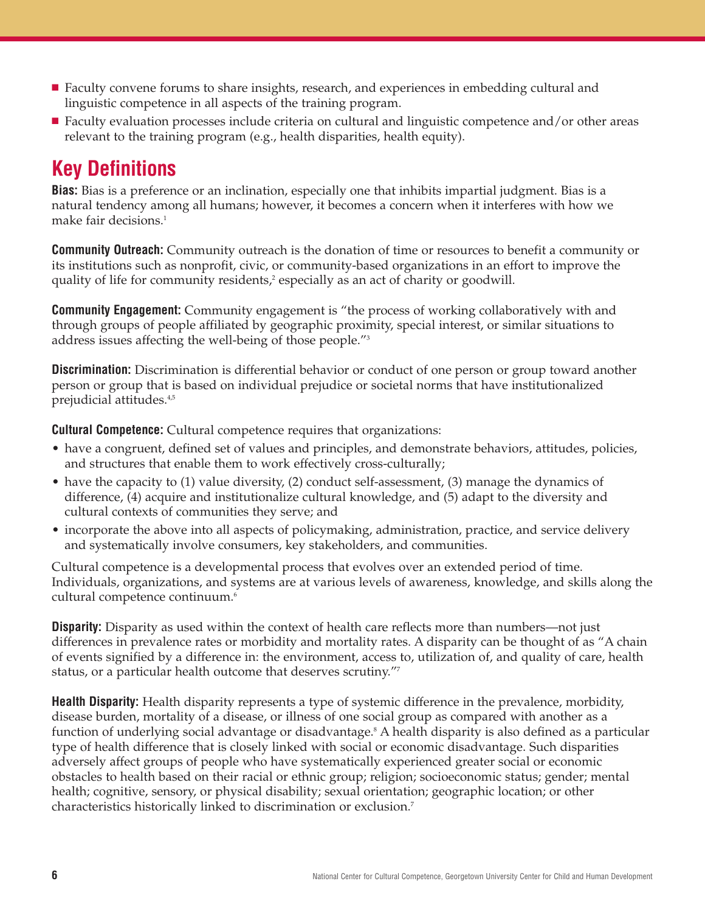- Faculty convene forums to share insights, research, and experiences in embedding cultural and linguistic competence in all aspects of the training program.
- Faculty evaluation processes include criteria on cultural and linguistic competence and/or other areas relevant to the training program (e.g., health disparities, health equity).

## Key Definitions

**Bias:** Bias is a preference or an inclination, especially one that inhibits impartial judgment. Bias is a natural tendency among all humans; however, it becomes a concern when it interferes with how we make fair decisions.[1]

**Community Outreach:** Community outreach is the donation of time or resources to benefit a community or its institutions such as nonprofit, civic, or community-based organizations in an effort to improve the quality of life for community residents,[2] especially as an act of charity or goodwill.

**Community Engagement:** Community engagement is "the process of working collaboratively with and through groups of people affiliated by geographic proximity, special interest, or similar situations to address issues affecting the well-being of those people."[3]

**Discrimination:** Discrimination is differential behavior or conduct of one person or group toward another person or group that is based on individual prejudice or societal norms that have institutionalized prejudicial attitudes.[4,5]

**Cultural Competence:** Cultural competence requires that organizations:

- have a congruent, defined set of values and principles, and demonstrate behaviors, attitudes, policies, and structures that enable them to work effectively cross-culturally;
- have the capacity to (1) value diversity, (2) conduct self-assessment, (3) manage the dynamics of difference, (4) acquire and institutionalize cultural knowledge, and (5) adapt to the diversity and cultural contexts of communities they serve; and
- incorporate the above into all aspects of policymaking, administration, practice, and service delivery and systematically involve consumers, key stakeholders, and communities.

Cultural competence is a developmental process that evolves over an extended period of time. Individuals, organizations, and systems are at various levels of awareness, knowledge, and skills along the cultural competence continuum.[6]

**Disparity:** Disparity as used within the context of health care reflects more than numbers—not just differences in prevalence rates or morbidity and mortality rates. A disparity can be thought of as "A chain of events signified by a difference in: the environment, access to, utilization of, and quality of care, health status, or a particular health outcome that deserves scrutiny."[7]

**Health Disparity:** Health disparity represents a type of systemic difference in the prevalence, morbidity, disease burden, mortality of a disease, or illness of one social group as compared with another as a function of underlying social advantage or disadvantage.[8] A health disparity is also defined as a particular type of health difference that is closely linked with social or economic disadvantage. Such disparities adversely affect groups of people who have systematically experienced greater social or economic obstacles to health based on their racial or ethnic group; religion; socioeconomic status; gender; mental health; cognitive, sensory, or physical disability; sexual orientation; geographic location; or other characteristics historically linked to discrimination or exclusion.[7]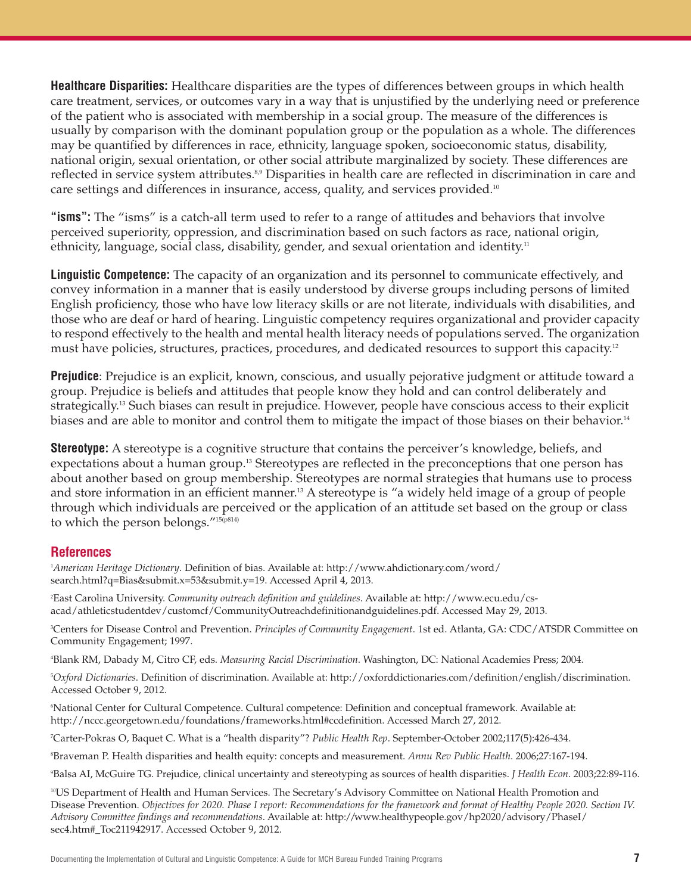**Healthcare Disparities:** Healthcare disparities are the types of differences between groups in which health care treatment, services, or outcomes vary in a way that is unjustified by the underlying need or preference of the patient who is associated with membership in a social group. The measure of the differences is usually by comparison with the dominant population group or the population as a whole. The differences may be quantified by differences in race, ethnicity, language spoken, socioeconomic status, disability, national origin, sexual orientation, or other social attribute marginalized by society. These differences are reflected in service system attributes.[8,9] Disparities in health care are reflected in discrimination in care and care settings and differences in insurance, access, quality, and services provided.[10]

**"isms":** The "isms" is a catch-all term used to refer to a range of attitudes and behaviors that involve perceived superiority, oppression, and discrimination based on such factors as race, national origin, ethnicity, language, social class, disability, gender, and sexual orientation and identity.[11]

**Linguistic Competence:** The capacity of an organization and its personnel to communicate effectively, and convey information in a manner that is easily understood by diverse groups including persons of limited English proficiency, those who have low literacy skills or are not literate, individuals with disabilities, and those who are deaf or hard of hearing. Linguistic competency requires organizational and provider capacity to respond effectively to the health and mental health literacy needs of populations served. The organization must have policies, structures, practices, procedures, and dedicated resources to support this capacity.[12]

**Prejudice**: Prejudice is an explicit, known, conscious, and usually pejorative judgment or attitude toward a group. Prejudice is beliefs and attitudes that people know they hold and can control deliberately and strategically.[13] Such biases can result in prejudice. However, people have conscious access to their explicit biases and are able to monitor and control them to mitigate the impact of those biases on their behavior.[14]

**Stereotype:** A stereotype is a cognitive structure that contains the perceiver's knowledge, beliefs, and expectations about a human group.[13] Stereotypes are reflected in the preconceptions that one person has about another based on group membership. Stereotypes are normal strategies that humans use to process and store information in an efficient manner.[13] A stereotype is "a widely held image of a group of people through which individuals are perceived or the application of an attitude set based on the group or class to which the person belongs."[15(p814)]

## References

[1] *American Heritage Dictionary*. Definition of bias. Available at: http://www.ahdictionary.com/word/search.html?q=Bias&submit.x=53&submit.y=19. Accessed April 4, 2013.

[2] East Carolina University. *Community outreach definition and guidelines*. Available at: http://www.ecu.edu/cs-acad/athleticstudentdev/customcf/CommunityOutreachdefinitionandguidelines.pdf. Accessed May 29, 2013.

[3] Centers for Disease Control and Prevention. *Principles of Community Engagement*. 1st ed. Atlanta, GA: CDC/ATSDR Committee on Community Engagement; 1997.

[4] Blank RM, Dabady M, Citro CF, eds. *Measuring Racial Discrimination*. Washington, DC: National Academies Press; 2004.

[5] *Oxford Dictionaries*. Definition of discrimination. Available at: http://oxforddictionaries.com/definition/english/discrimination. Accessed October 9, 2012.

[6] National Center for Cultural Competence. Cultural competence: Definition and conceptual framework. Available at: http://nccc.georgetown.edu/foundations/frameworks.html#ccdefinition. Accessed March 27, 2012.

[7] Carter-Pokras O, Baquet C. What is a "health disparity"? *Public Health Rep*. September-October 2002;117(5):426-434.

[8] Braveman P. Health disparities and health equity: concepts and measurement. *Annu Rev Public Health*. 2006;27:167-194.

[9] Balsa AI, McGuire TG. Prejudice, clinical uncertainty and stereotyping as sources of health disparities. *J Health Econ*. 2003;22:89-116.

[10] US Department of Health and Human Services. The Secretary's Advisory Committee on National Health Promotion and Disease Prevention. *Objectives for 2020. Phase I report: Recommendations for the framework and format of Healthy People 2020. Section IV. Advisory Committee findings and recommendations*. Available at: http://www.healthypeople.gov/hp2020/advisory/PhaseI/sec4.htm#_Toc211942917. Accessed October 9, 2012.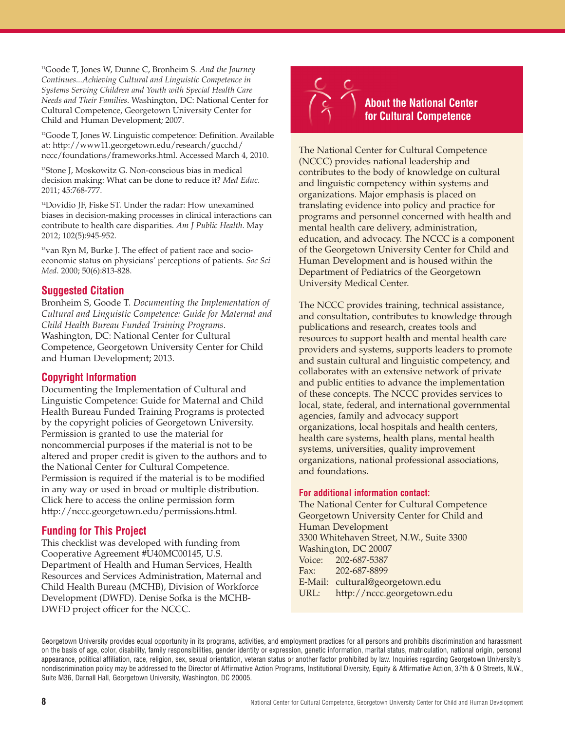[11]Goode T, Jones W, Dunne C, Bronheim S. *And the Journey Continues...Achieving Cultural and Linguistic Competence in Systems Serving Children and Youth with Special Health Care Needs and Their Families*. Washington, DC: National Center for Cultural Competence, Georgetown University Center for Child and Human Development; 2007.

[12]Goode T, Jones W. Linguistic competence: Definition. Available at: http://www11.georgetown.edu/research/gucchd/nccc/foundations/frameworks.html. Accessed March 4, 2010.

[13]Stone J, Moskowitz G. Non-conscious bias in medical decision making: What can be done to reduce it? *Med Educ*. 2011; 45:768-777.

[14]Dovidio JF, Fiske ST. Under the radar: How unexamined biases in decision-making processes in clinical interactions can contribute to health care disparities. *Am J Public Health*. May 2012; 102(5):945-952.

[15]van Ryn M, Burke J. The effect of patient race and socio-economic status on physicians' perceptions of patients. *Soc Sci Med*. 2000; 50(6):813-828.

## Suggested Citation

Bronheim S, Goode T. *Documenting the Implementation of Cultural and Linguistic Competence: Guide for Maternal and Child Health Bureau Funded Training Programs*. Washington, DC: National Center for Cultural Competence, Georgetown University Center for Child and Human Development; 2013.

## Copyright Information

Documenting the Implementation of Cultural and Linguistic Competence: Guide for Maternal and Child Health Bureau Funded Training Programs is protected by the copyright policies of Georgetown University. Permission is granted to use the material for noncommercial purposes if the material is not to be altered and proper credit is given to the authors and to the National Center for Cultural Competence. Permission is required if the material is to be modified in any way or used in broad or multiple distribution. Click here to access the online permission form http://nccc.georgetown.edu/permissions.html.

## Funding for This Project

This checklist was developed with funding from Cooperative Agreement #U40MC00145, U.S. Department of Health and Human Services, Health Resources and Services Administration, Maternal and Child Health Bureau (MCHB), Division of Workforce Development (DWFD). Denise Sofka is the MCHB-DWFD project officer for the NCCC.

## About the National Center for Cultural Competence

The National Center for Cultural Competence (NCCC) provides national leadership and contributes to the body of knowledge on cultural and linguistic competency within systems and organizations. Major emphasis is placed on translating evidence into policy and practice for programs and personnel concerned with health and mental health care delivery, administration, education, and advocacy. The NCCC is a component of the Georgetown University Center for Child and Human Development and is housed within the Department of Pediatrics of the Georgetown University Medical Center.

The NCCC provides training, technical assistance, and consultation, contributes to knowledge through publications and research, creates tools and resources to support health and mental health care providers and systems, supports leaders to promote and sustain cultural and linguistic competency, and collaborates with an extensive network of private and public entities to advance the implementation of these concepts. The NCCC provides services to local, state, federal, and international governmental agencies, family and advocacy support organizations, local hospitals and health centers, health care systems, health plans, mental health systems, universities, quality improvement organizations, national professional associations, and foundations.

### For additional information contact:

The National Center for Cultural Competence
Georgetown University Center for Child and Human Development
3300 Whitehaven Street, N.W., Suite 3300
Washington, DC 20007
Voice: 202-687-5387
Fax: 202-687-8899
E-Mail: cultural@georgetown.edu
URL: http://nccc.georgetown.edu

Georgetown University provides equal opportunity in its programs, activities, and employment practices for all persons and prohibits discrimination and harassment on the basis of age, color, disability, family responsibilities, gender identity or expression, genetic information, marital status, matriculation, national origin, personal appearance, political affiliation, race, religion, sex, sexual orientation, veteran status or another factor prohibited by law. Inquiries regarding Georgetown University's nondiscrimination policy may be addressed to the Director of Affirmative Action Programs, Institutional Diversity, Equity & Affirmative Action, 37th & O Streets, N.W., Suite M36, Darnall Hall, Georgetown University, Washington, DC 20005.